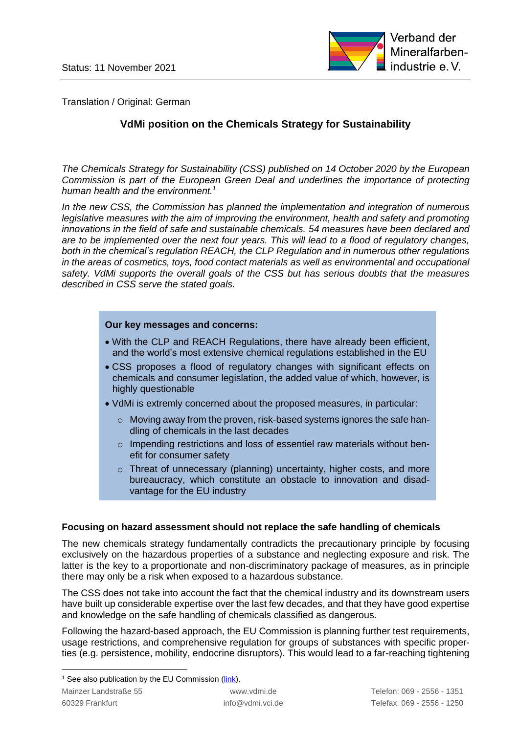Status: 11 November 2021

Translation / Original: German

# VdMi position on the Chemicals Strategy for Sustainability

*The Chemicals Strategy for Sustainability (CSS) published on 14 October 2020 by the European Commission is part of the European Green Deal and underlines the importance of protecting human health and the environment.*[1]

*In the new CSS, the Commission has planned the implementation and integration of numerous legislative measures with the aim of improving the environment, health and safety and promoting innovations in the field of safe and sustainable chemicals. 54 measures have been declared and are to be implemented over the next four years. This will lead to a flood of regulatory changes, both in the chemical's regulation REACH, the CLP Regulation and in numerous other regulations in the areas of cosmetics, toys, food contact materials as well as environmental and occupational safety. VdMi supports the overall goals of the CSS but has serious doubts that the measures described in CSS serve the stated goals.*

**Our key messages and concerns:**

- With the CLP and REACH Regulations, there have already been efficient, and the world's most extensive chemical regulations established in the EU
- CSS proposes a flood of regulatory changes with significant effects on chemicals and consumer legislation, the added value of which, however, is highly questionable
- VdMi is extremly concerned about the proposed measures, in particular:
  - Moving away from the proven, risk-based systems ignores the safe handling of chemicals in the last decades
  - Impending restrictions and loss of essentiel raw materials without benefit for consumer safety
  - Threat of unnecessary (planning) uncertainty, higher costs, and more bureaucracy, which constitute an obstacle to innovation and disadvantage for the EU industry

## Focusing on hazard assessment should not replace the safe handling of chemicals

The new chemicals strategy fundamentally contradicts the precautionary principle by focusing exclusively on the hazardous properties of a substance and neglecting exposure and risk. The latter is the key to a proportionate and non-discriminatory package of measures, as in principle there may only be a risk when exposed to a hazardous substance.

The CSS does not take into account the fact that the chemical industry and its downstream users have built up considerable expertise over the last few decades, and that they have good expertise and knowledge on the safe handling of chemicals classified as dangerous.

Following the hazard-based approach, the EU Commission is planning further test requirements, usage restrictions, and comprehensive regulation for groups of substances with specific properties (e.g. persistence, mobility, endocrine disruptors). This would lead to a far-reaching tightening

[1] See also publication by the EU Commission (link).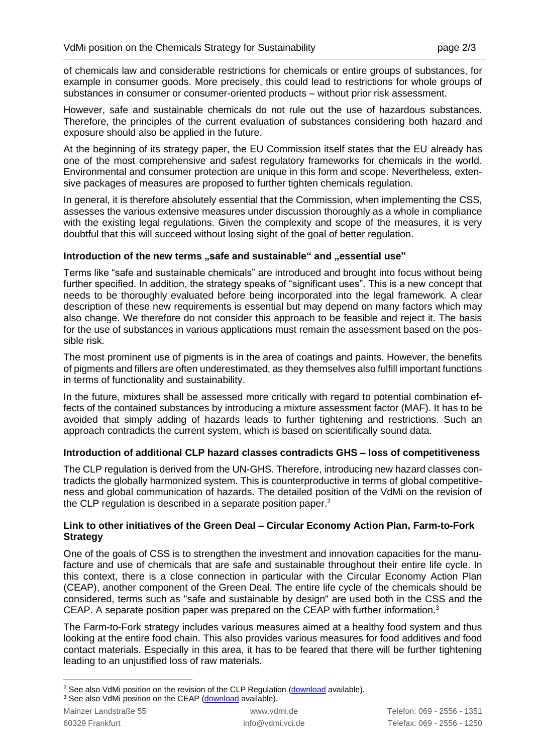of chemicals law and considerable restrictions for chemicals or entire groups of substances, for example in consumer goods. More precisely, this could lead to restrictions for whole groups of substances in consumer or consumer-oriented products – without prior risk assessment.

However, safe and sustainable chemicals do not rule out the use of hazardous substances. Therefore, the principles of the current evaluation of substances considering both hazard and exposure should also be applied in the future.

At the beginning of its strategy paper, the EU Commission itself states that the EU already has one of the most comprehensive and safest regulatory frameworks for chemicals in the world. Environmental and consumer protection are unique in this form and scope. Nevertheless, extensive packages of measures are proposed to further tighten chemicals regulation.

In general, it is therefore absolutely essential that the Commission, when implementing the CSS, assesses the various extensive measures under discussion thoroughly as a whole in compliance with the existing legal regulations. Given the complexity and scope of the measures, it is very doubtful that this will succeed without losing sight of the goal of better regulation.

**Introduction of the new terms „safe and sustainable" and „essential use"**

Terms like "safe and sustainable chemicals" are introduced and brought into focus without being further specified. In addition, the strategy speaks of "significant uses". This is a new concept that needs to be thoroughly evaluated before being incorporated into the legal framework. A clear description of these new requirements is essential but may depend on many factors which may also change. We therefore do not consider this approach to be feasible and reject it. The basis for the use of substances in various applications must remain the assessment based on the possible risk.

The most prominent use of pigments is in the area of coatings and paints. However, the benefits of pigments and fillers are often underestimated, as they themselves also fulfill important functions in terms of functionality and sustainability.

In the future, mixtures shall be assessed more critically with regard to potential combination effects of the contained substances by introducing a mixture assessment factor (MAF). It has to be avoided that simply adding of hazards leads to further tightening and restrictions. Such an approach contradicts the current system, which is based on scientifically sound data.

**Introduction of additional CLP hazard classes contradicts GHS – loss of competitiveness**

The CLP regulation is derived from the UN-GHS. Therefore, introducing new hazard classes contradicts the globally harmonized system. This is counterproductive in terms of global competitiveness and global communication of hazards. The detailed position of the VdMi on the revision of the CLP regulation is described in a separate position paper.[2]

**Link to other initiatives of the Green Deal – Circular Economy Action Plan, Farm-to-Fork Strategy**

One of the goals of CSS is to strengthen the investment and innovation capacities for the manufacture and use of chemicals that are safe and sustainable throughout their entire life cycle. In this context, there is a close connection in particular with the Circular Economy Action Plan (CEAP), another component of the Green Deal. The entire life cycle of the chemicals should be considered, terms such as "safe and sustainable by design" are used both in the CSS and the CEAP. A separate position paper was prepared on the CEAP with further information.[3]

The Farm-to-Fork strategy includes various measures aimed at a healthy food system and thus looking at the entire food chain. This also provides various measures for food additives and food contact materials. Especially in this area, it has to be feared that there will be further tightening leading to an unjustified loss of raw materials.

---

[2] See also VdMi position on the revision of the CLP Regulation (download available).

[3] See also VdMi position on the CEAP (download available).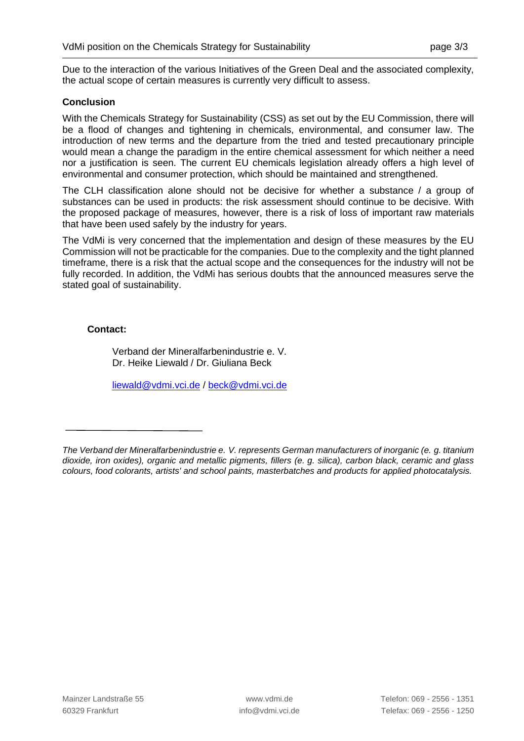Due to the interaction of the various Initiatives of the Green Deal and the associated complexity, the actual scope of certain measures is currently very difficult to assess.

## Conclusion

With the Chemicals Strategy for Sustainability (CSS) as set out by the EU Commission, there will be a flood of changes and tightening in chemicals, environmental, and consumer law. The introduction of new terms and the departure from the tried and tested precautionary principle would mean a change the paradigm in the entire chemical assessment for which neither a need nor a justification is seen. The current EU chemicals legislation already offers a high level of environmental and consumer protection, which should be maintained and strengthened.

The CLH classification alone should not be decisive for whether a substance / a group of substances can be used in products: the risk assessment should continue to be decisive. With the proposed package of measures, however, there is a risk of loss of important raw materials that have been used safely by the industry for years.

The VdMi is very concerned that the implementation and design of these measures by the EU Commission will not be practicable for the companies. Due to the complexity and the tight planned timeframe, there is a risk that the actual scope and the consequences for the industry will not be fully recorded. In addition, the VdMi has serious doubts that the announced measures serve the stated goal of sustainability.

**Contact:**

Verband der Mineralfarbenindustrie e. V.
Dr. Heike Liewald / Dr. Giuliana Beck

liewald@vdmi.vci.de / beck@vdmi.vci.de

---

*The Verband der Mineralfarbenindustrie e. V. represents German manufacturers of inorganic (e. g. titanium dioxide, iron oxides), organic and metallic pigments, fillers (e. g. silica), carbon black, ceramic and glass colours, food colorants, artists' and school paints, masterbatches and products for applied photocatalysis.*

Mainzer Landstraße 55
60329 Frankfurt

www.vdmi.de
info@vdmi.vci.de

Telefon: 069 - 2556 - 1351
Telefax: 069 - 2556 - 1250